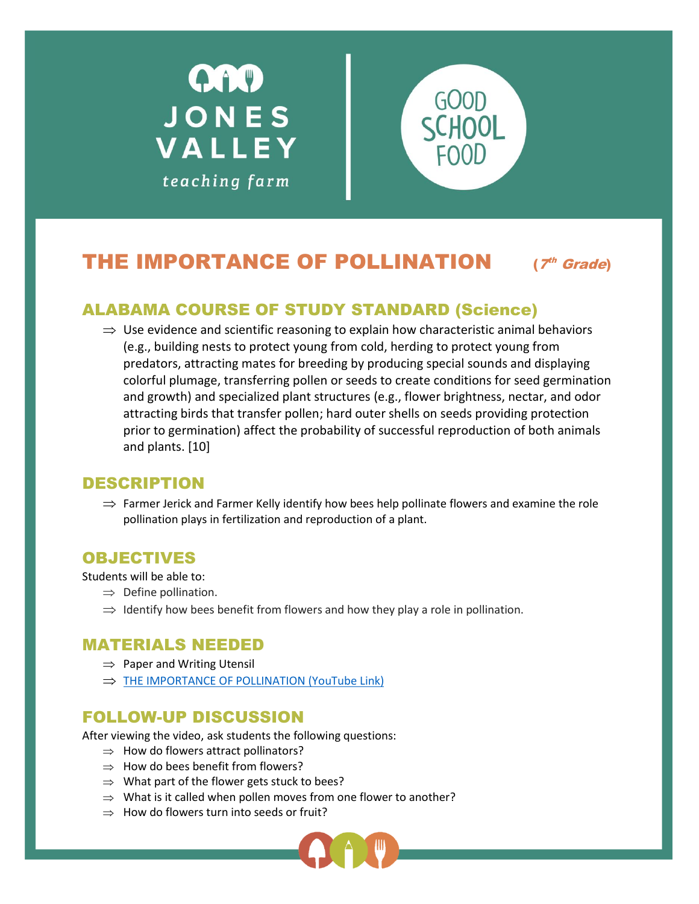JONES VALLEY
teaching farm

GOOD SCHOOL FOOD

# THE IMPORTANCE OF POLLINATION (*7th Grade*)

## ALABAMA COURSE OF STUDY STANDARD (Science)

⇒ Use evidence and scientific reasoning to explain how characteristic animal behaviors (e.g., building nests to protect young from cold, herding to protect young from predators, attracting mates for breeding by producing special sounds and displaying colorful plumage, transferring pollen or seeds to create conditions for seed germination and growth) and specialized plant structures (e.g., flower brightness, nectar, and odor attracting birds that transfer pollen; hard outer shells on seeds providing protection prior to germination) affect the probability of successful reproduction of both animals and plants. [10]

## DESCRIPTION

⇒ Farmer Jerick and Farmer Kelly identify how bees help pollinate flowers and examine the role pollination plays in fertilization and reproduction of a plant.

## OBJECTIVES

Students will be able to:

⇒ Define pollination.

⇒ Identify how bees benefit from flowers and how they play a role in pollination.

## MATERIALS NEEDED

⇒ Paper and Writing Utensil

⇒ THE IMPORTANCE OF POLLINATION (YouTube Link)

## FOLLOW-UP DISCUSSION

After viewing the video, ask students the following questions:

⇒ How do flowers attract pollinators?

⇒ How do bees benefit from flowers?

⇒ What part of the flower gets stuck to bees?

⇒ What is it called when pollen moves from one flower to another?

⇒ How do flowers turn into seeds or fruit?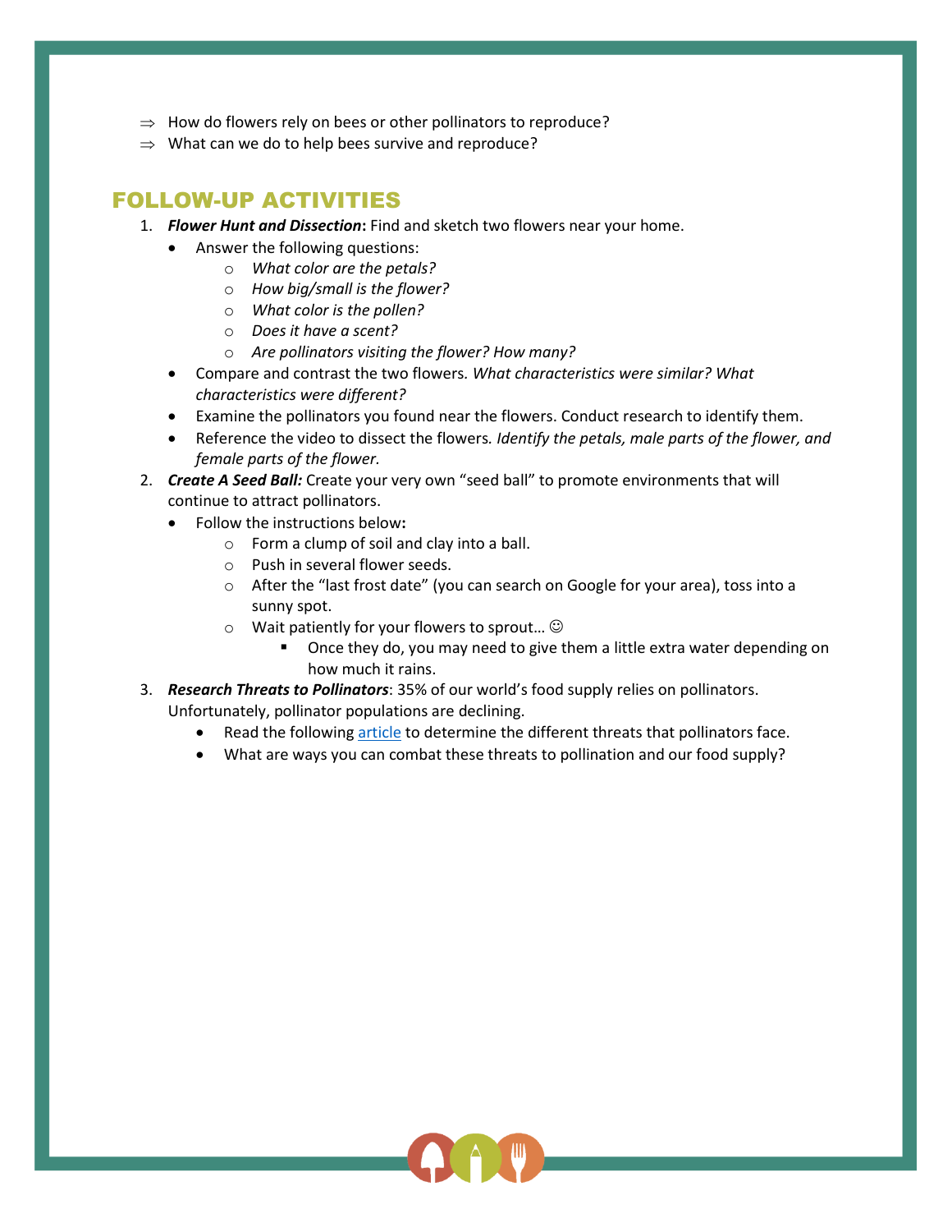⇒ How do flowers rely on bees or other pollinators to reproduce?

⇒ What can we do to help bees survive and reproduce?

## FOLLOW-UP ACTIVITIES

1. ***Flower Hunt and Dissection*****:** Find and sketch two flowers near your home.
   - Answer the following questions:
     - *What color are the petals?*
     - *How big/small is the flower?*
     - *What color is the pollen?*
     - *Does it have a scent?*
     - *Are pollinators visiting the flower? How many?*
   - Compare and contrast the two flowers. *What characteristics were similar? What characteristics were different?*
   - Examine the pollinators you found near the flowers. Conduct research to identify them.
   - Reference the video to dissect the flowers. *Identify the petals, male parts of the flower, and female parts of the flower.*
2. ***Create A Seed Ball:*** Create your very own "seed ball" to promote environments that will continue to attract pollinators.
   - Follow the instructions below**:**
     - Form a clump of soil and clay into a ball.
     - Push in several flower seeds.
     - After the "last frost date" (you can search on Google for your area), toss into a sunny spot.
     - Wait patiently for your flowers to sprout… ☺
       - Once they do, you may need to give them a little extra water depending on how much it rains.
3. ***Research Threats to Pollinators***: 35% of our world's food supply relies on pollinators. Unfortunately, pollinator populations are declining.
   - Read the following article to determine the different threats that pollinators face.
   - What are ways you can combat these threats to pollination and our food supply?